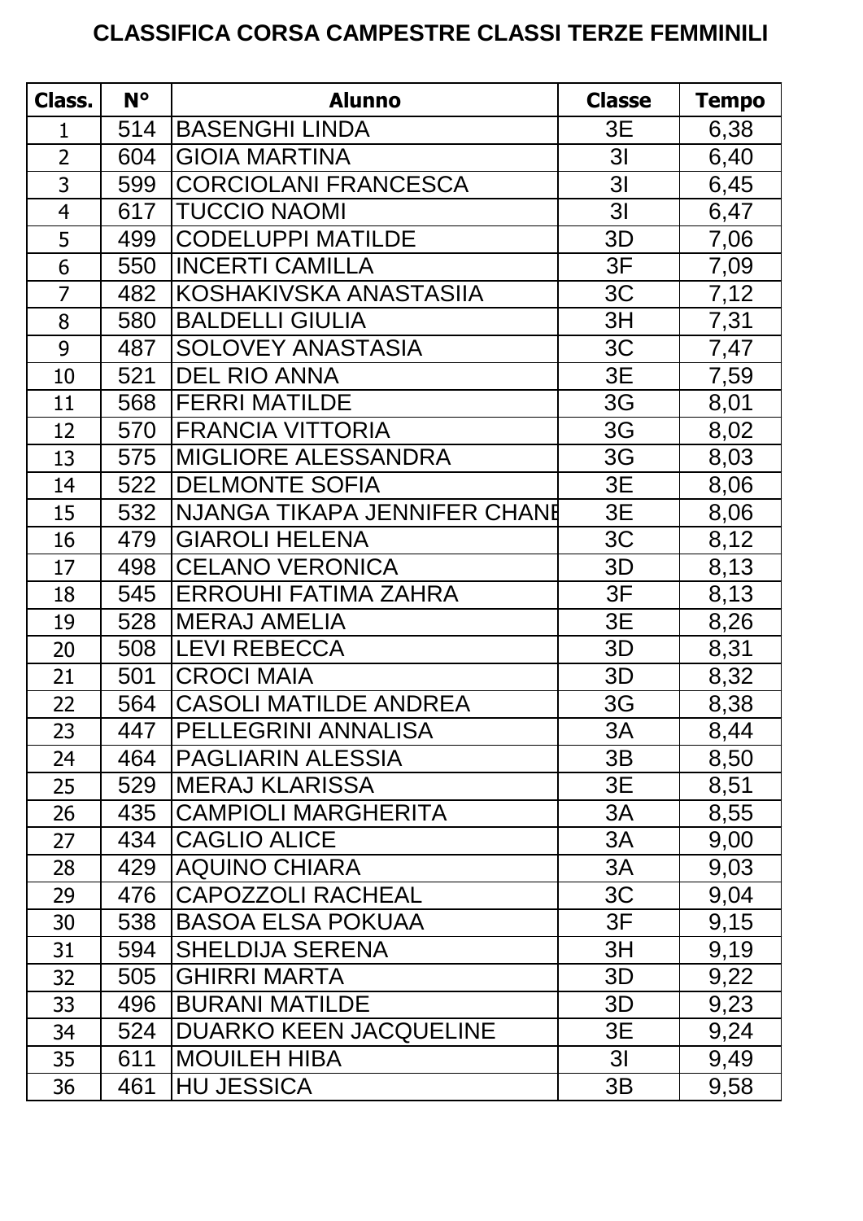# CLASSIFICA CORSA CAMPESTRE CLASSI TERZE FEMMINILI

| Class. | N° | Alunno | Classe | Tempo |
|---|---|---|---|---|
| 1 | 514 | BASENGHI LINDA | 3E | 6,38 |
| 2 | 604 | GIOIA MARTINA | 3I | 6,40 |
| 3 | 599 | CORCIOLANI FRANCESCA | 3I | 6,45 |
| 4 | 617 | TUCCIO NAOMI | 3I | 6,47 |
| 5 | 499 | CODELUPPI MATILDE | 3D | 7,06 |
| 6 | 550 | INCERTI CAMILLA | 3F | 7,09 |
| 7 | 482 | KOSHAKIVSKA ANASTASIIA | 3C | 7,12 |
| 8 | 580 | BALDELLI GIULIA | 3H | 7,31 |
| 9 | 487 | SOLOVEY ANASTASIA | 3C | 7,47 |
| 10 | 521 | DEL RIO ANNA | 3E | 7,59 |
| 11 | 568 | FERRI MATILDE | 3G | 8,01 |
| 12 | 570 | FRANCIA VITTORIA | 3G | 8,02 |
| 13 | 575 | MIGLIORE ALESSANDRA | 3G | 8,03 |
| 14 | 522 | DELMONTE SOFIA | 3E | 8,06 |
| 15 | 532 | NJANGA TIKAPA JENNIFER CHANE | 3E | 8,06 |
| 16 | 479 | GIAROLI HELENA | 3C | 8,12 |
| 17 | 498 | CELANO VERONICA | 3D | 8,13 |
| 18 | 545 | ERROUHI FATIMA ZAHRA | 3F | 8,13 |
| 19 | 528 | MERAJ AMELIA | 3E | 8,26 |
| 20 | 508 | LEVI REBECCA | 3D | 8,31 |
| 21 | 501 | CROCI MAIA | 3D | 8,32 |
| 22 | 564 | CASOLI MATILDE ANDREA | 3G | 8,38 |
| 23 | 447 | PELLEGRINI ANNALISA | 3A | 8,44 |
| 24 | 464 | PAGLIARIN ALESSIA | 3B | 8,50 |
| 25 | 529 | MERAJ KLARISSA | 3E | 8,51 |
| 26 | 435 | CAMPIOLI MARGHERITA | 3A | 8,55 |
| 27 | 434 | CAGLIO ALICE | 3A | 9,00 |
| 28 | 429 | AQUINO CHIARA | 3A | 9,03 |
| 29 | 476 | CAPOZZOLI RACHEAL | 3C | 9,04 |
| 30 | 538 | BASOA ELSA POKUAA | 3F | 9,15 |
| 31 | 594 | SHELDIJA SERENA | 3H | 9,19 |
| 32 | 505 | GHIRRI MARTA | 3D | 9,22 |
| 33 | 496 | BURANI MATILDE | 3D | 9,23 |
| 34 | 524 | DUARKO KEEN JACQUELINE | 3E | 9,24 |
| 35 | 611 | MOUILEH HIBA | 3I | 9,49 |
| 36 | 461 | HU JESSICA | 3B | 9,58 |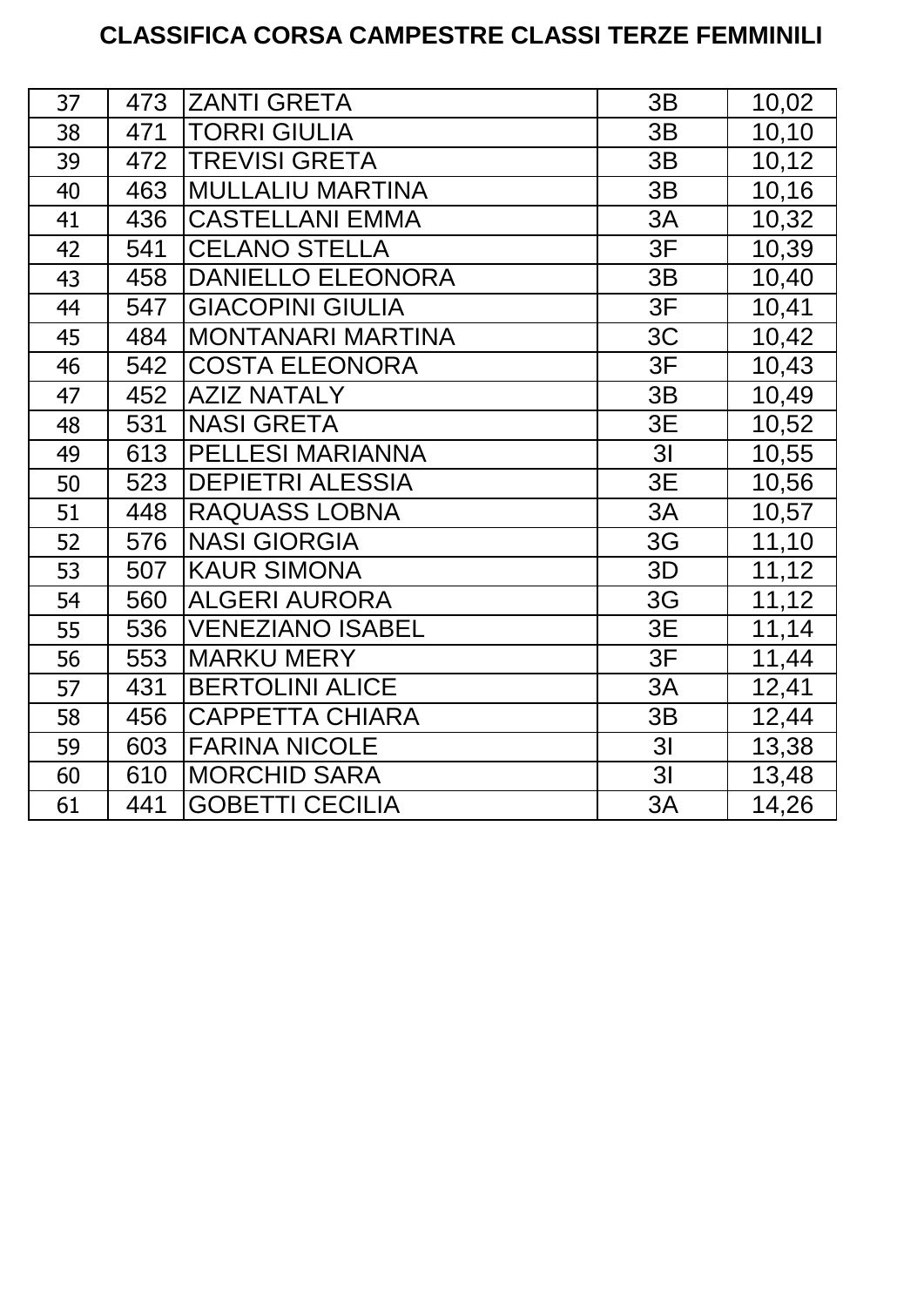# CLASSIFICA CORSA CAMPESTRE CLASSI TERZE FEMMINILI

| | | | | |
|---|---|---|---|---|
| 37 | 473 | ZANTI GRETA | 3B | 10,02 |
| 38 | 471 | TORRI GIULIA | 3B | 10,10 |
| 39 | 472 | TREVISI GRETA | 3B | 10,12 |
| 40 | 463 | MULLALIU MARTINA | 3B | 10,16 |
| 41 | 436 | CASTELLANI EMMA | 3A | 10,32 |
| 42 | 541 | CELANO STELLA | 3F | 10,39 |
| 43 | 458 | DANIELLO ELEONORA | 3B | 10,40 |
| 44 | 547 | GIACOPINI GIULIA | 3F | 10,41 |
| 45 | 484 | MONTANARI MARTINA | 3C | 10,42 |
| 46 | 542 | COSTA ELEONORA | 3F | 10,43 |
| 47 | 452 | AZIZ NATALY | 3B | 10,49 |
| 48 | 531 | NASI GRETA | 3E | 10,52 |
| 49 | 613 | PELLESI MARIANNA | 3I | 10,55 |
| 50 | 523 | DEPIETRI ALESSIA | 3E | 10,56 |
| 51 | 448 | RAQUASS LOBNA | 3A | 10,57 |
| 52 | 576 | NASI GIORGIA | 3G | 11,10 |
| 53 | 507 | KAUR SIMONA | 3D | 11,12 |
| 54 | 560 | ALGERI AURORA | 3G | 11,12 |
| 55 | 536 | VENEZIANO ISABEL | 3E | 11,14 |
| 56 | 553 | MARKU MERY | 3F | 11,44 |
| 57 | 431 | BERTOLINI ALICE | 3A | 12,41 |
| 58 | 456 | CAPPETTA CHIARA | 3B | 12,44 |
| 59 | 603 | FARINA NICOLE | 3I | 13,38 |
| 60 | 610 | MORCHID SARA | 3I | 13,48 |
| 61 | 441 | GOBETTI CECILIA | 3A | 14,26 |